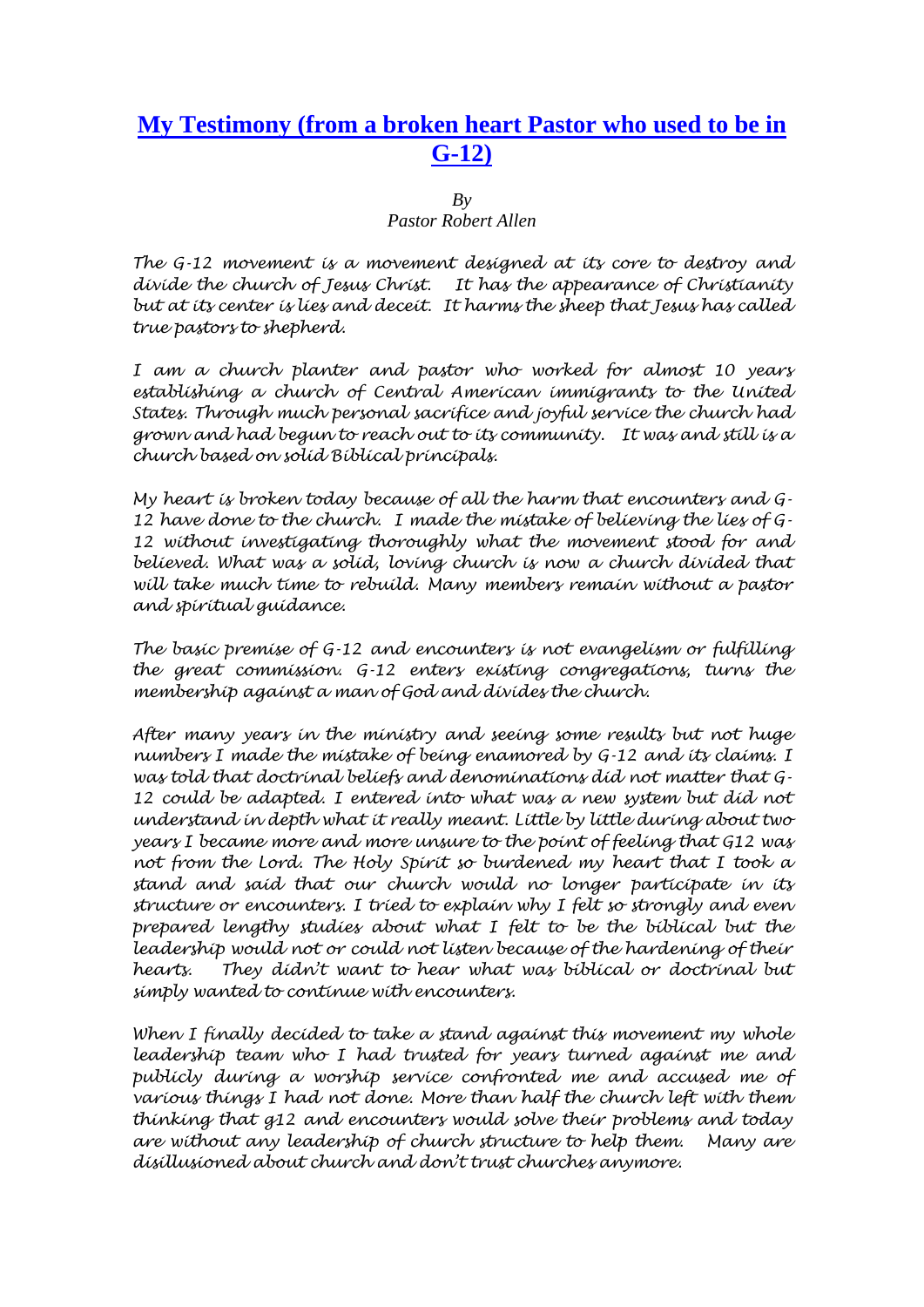# [My Testimony (from a broken heart Pastor who used to be in G-12)]

*By*
*Pastor Robert Allen*

*The G-12 movement is a movement designed at its core to destroy and divide the church of Jesus Christ. It has the appearance of Christianity but at its center is lies and deceit. It harms the sheep that Jesus has called true pastors to shepherd.*

*I am a church planter and pastor who worked for almost 10 years establishing a church of Central American immigrants to the United States. Through much personal sacrifice and joyful service the church had grown and had begun to reach out to its community. It was and still is a church based on solid Biblical principals.*

*My heart is broken today because of all the harm that encounters and G-12 have done to the church. I made the mistake of believing the lies of G-12 without investigating thoroughly what the movement stood for and believed. What was a solid, loving church is now a church divided that will take much time to rebuild. Many members remain without a pastor and spiritual guidance.*

*The basic premise of G-12 and encounters is not evangelism or fulfilling the great commission. G-12 enters existing congregations, turns the membership against a man of God and divides the church.*

*After many years in the ministry and seeing some results but not huge numbers I made the mistake of being enamored by G-12 and its claims. I was told that doctrinal beliefs and denominations did not matter that G-12 could be adapted. I entered into what was a new system but did not understand in depth what it really meant. Little by little during about two years I became more and more unsure to the point of feeling that G12 was not from the Lord. The Holy Spirit so burdened my heart that I took a stand and said that our church would no longer participate in its structure or encounters. I tried to explain why I felt so strongly and even prepared lengthy studies about what I felt to be the biblical but the leadership would not or could not listen because of the hardening of their hearts. They didn't want to hear what was biblical or doctrinal but simply wanted to continue with encounters.*

*When I finally decided to take a stand against this movement my whole leadership team who I had trusted for years turned against me and publicly during a worship service confronted me and accused me of various things I had not done. More than half the church left with them thinking that g12 and encounters would solve their problems and today are without any leadership of church structure to help them. Many are disillusioned about church and don't trust churches anymore.*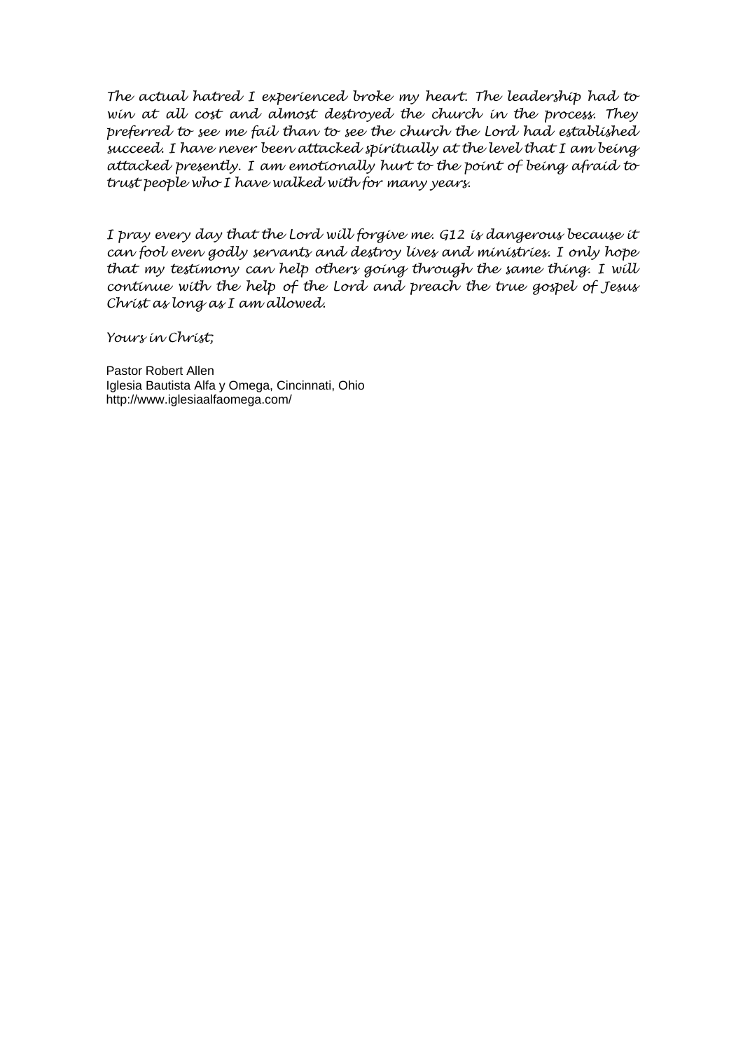*The actual hatred I experienced broke my heart. The leadership had to win at all cost and almost destroyed the church in the process. They preferred to see me fail than to see the church the Lord had established succeed. I have never been attacked spiritually at the level that I am being attacked presently. I am emotionally hurt to the point of being afraid to trust people who I have walked with for many years.*

*I pray every day that the Lord will forgive me. G12 is dangerous because it can fool even godly servants and destroy lives and ministries. I only hope that my testimony can help others going through the same thing. I will continue with the help of the Lord and preach the true gospel of Jesus Christ as long as I am allowed.*

*Yours in Christ;*

Pastor Robert Allen
Iglesia Bautista Alfa y Omega, Cincinnati, Ohio
http://www.iglesiaalfaomega.com/